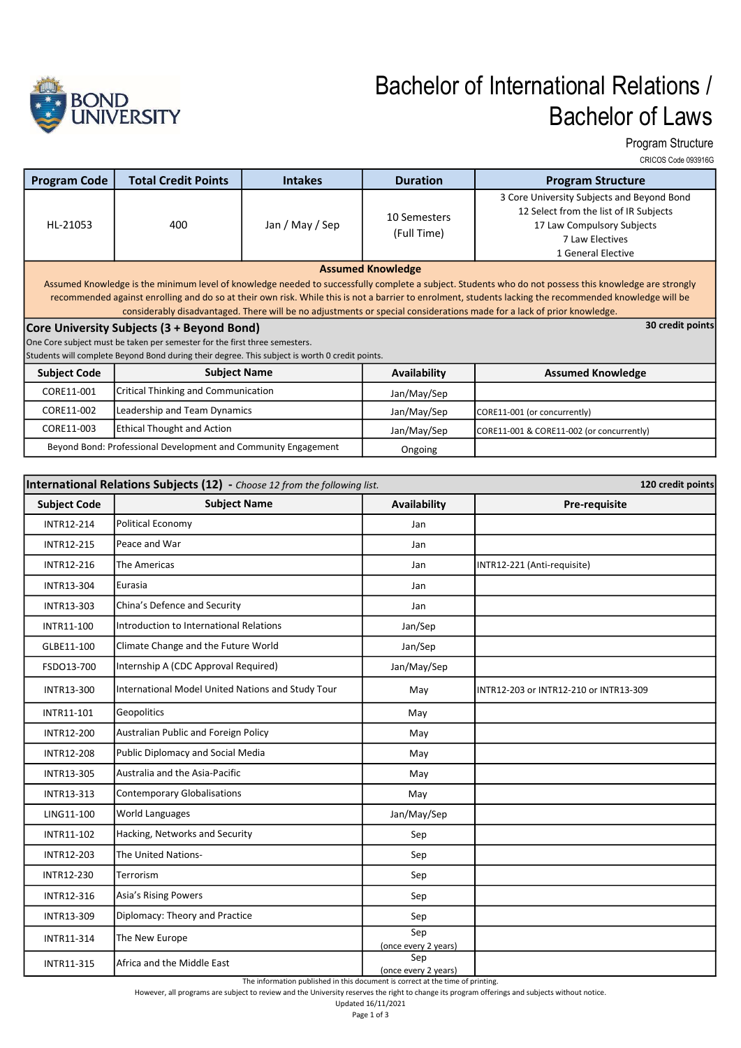# Bachelor of International Relations / Bachelor of Laws

Program Structure

CRICOS Code 093916G

| Program Code | Total Credit Points | Intakes | Duration | Program Structure |
|---|---|---|---|---|
| HL-21053 | 400 | Jan / May / Sep | 10 Semesters (Full Time) | 3 Core University Subjects and Beyond Bond<br>12 Select from the list of IR Subjects<br>17 Law Compulsory Subjects<br>7 Law Electives<br>1 General Elective |

**Assumed Knowledge**

Assumed Knowledge is the minimum level of knowledge needed to successfully complete a subject. Students who do not possess this knowledge are strongly recommended against enrolling and do so at their own risk. While this is not a barrier to enrolment, students lacking the recommended knowledge will be considerably disadvantaged. There will be no adjustments or special considerations made for a lack of prior knowledge.

## Core University Subjects (3 + Beyond Bond)

**30 credit points**

One Core subject must be taken per semester for the first three semesters.
Students will complete Beyond Bond during their degree. This subject is worth 0 credit points.

| Subject Code | Subject Name | Availability | Assumed Knowledge |
|---|---|---|---|
| CORE11-001 | Critical Thinking and Communication | Jan/May/Sep | |
| CORE11-002 | Leadership and Team Dynamics | Jan/May/Sep | CORE11-001 (or concurrently) |
| CORE11-003 | Ethical Thought and Action | Jan/May/Sep | CORE11-001 & CORE11-002 (or concurrently) |
| Beyond Bond: Professional Development and Community Engagement | | Ongoing | |

## International Relations Subjects (12) - *Choose 12 from the following list.*

**120 credit points**

| Subject Code | Subject Name | Availability | Pre-requisite |
|---|---|---|---|
| INTR12-214 | Political Economy | Jan | |
| INTR12-215 | Peace and War | Jan | |
| INTR12-216 | The Americas | Jan | INTR12-221 (Anti-requisite) |
| INTR13-304 | Eurasia | Jan | |
| INTR13-303 | China's Defence and Security | Jan | |
| INTR11-100 | Introduction to International Relations | Jan/Sep | |
| GLBE11-100 | Climate Change and the Future World | Jan/Sep | |
| FSDO13-700 | Internship A (CDC Approval Required) | Jan/May/Sep | |
| INTR13-300 | International Model United Nations and Study Tour | May | INTR12-203 or INTR12-210 or INTR13-309 |
| INTR11-101 | Geopolitics | May | |
| INTR12-200 | Australian Public and Foreign Policy | May | |
| INTR12-208 | Public Diplomacy and Social Media | May | |
| INTR13-305 | Australia and the Asia-Pacific | May | |
| INTR13-313 | Contemporary Globalisations | May | |
| LING11-100 | World Languages | Jan/May/Sep | |
| INTR11-102 | Hacking, Networks and Security | Sep | |
| INTR12-203 | The United Nations- | Sep | |
| INTR12-230 | Terrorism | Sep | |
| INTR12-316 | Asia's Rising Powers | Sep | |
| INTR13-309 | Diplomacy: Theory and Practice | Sep | |
| INTR11-314 | The New Europe | Sep (once every 2 years) | |
| INTR11-315 | Africa and the Middle East | Sep (once every 2 years) | |

The information published in this document is correct at the time of printing.
However, all programs are subject to review and the University reserves the right to change its program offerings and subjects without notice.
Updated 16/11/2021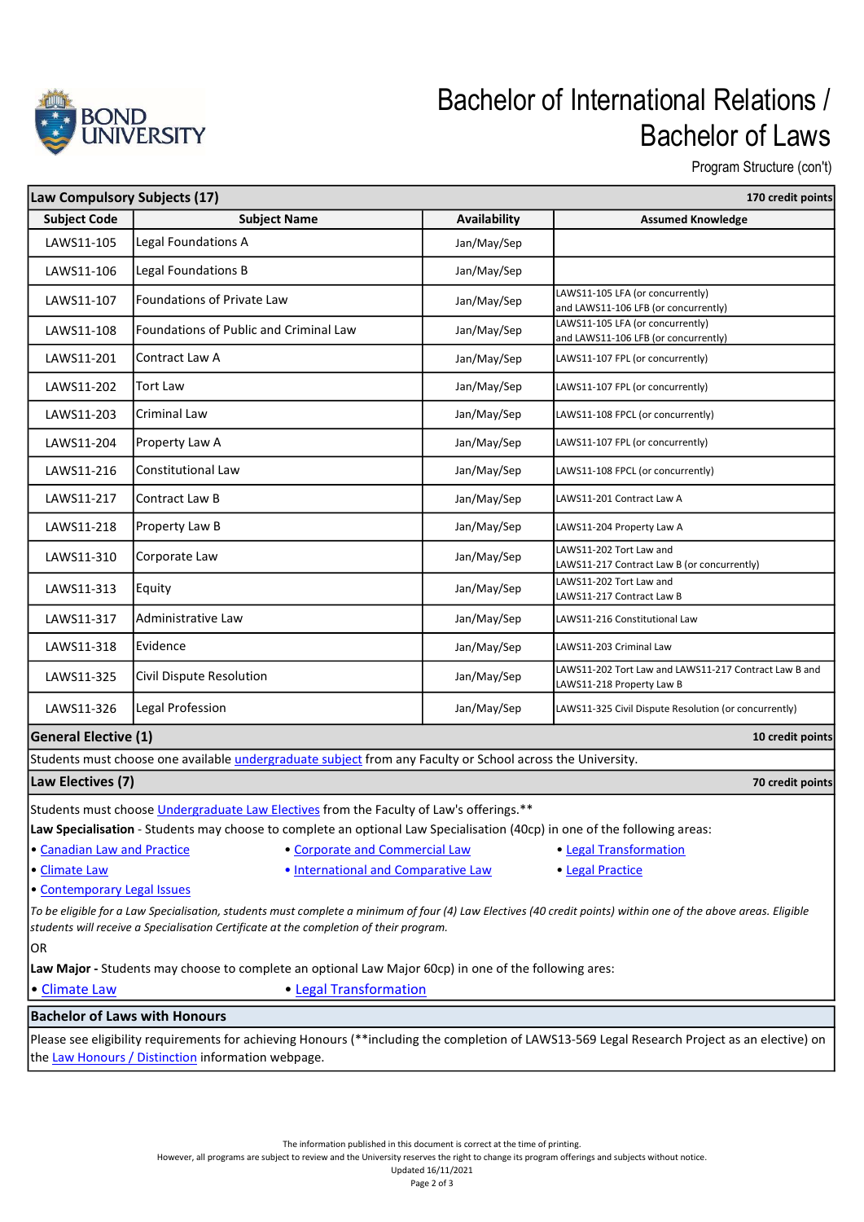# Bachelor of International Relations / Bachelor of Laws

Program Structure (con't)

## Law Compulsory Subjects (17) — 170 credit points

| Subject Code | Subject Name | Availability | Assumed Knowledge |
|---|---|---|---|
| LAWS11-105 | Legal Foundations A | Jan/May/Sep | |
| LAWS11-106 | Legal Foundations B | Jan/May/Sep | |
| LAWS11-107 | Foundations of Private Law | Jan/May/Sep | LAWS11-105 LFA (or concurrently) and LAWS11-106 LFB (or concurrently) |
| LAWS11-108 | Foundations of Public and Criminal Law | Jan/May/Sep | LAWS11-105 LFA (or concurrently) and LAWS11-106 LFB (or concurrently) |
| LAWS11-201 | Contract Law A | Jan/May/Sep | LAWS11-107 FPL (or concurrently) |
| LAWS11-202 | Tort Law | Jan/May/Sep | LAWS11-107 FPL (or concurrently) |
| LAWS11-203 | Criminal Law | Jan/May/Sep | LAWS11-108 FPCL (or concurrently) |
| LAWS11-204 | Property Law A | Jan/May/Sep | LAWS11-107 FPL (or concurrently) |
| LAWS11-216 | Constitutional Law | Jan/May/Sep | LAWS11-108 FPCL (or concurrently) |
| LAWS11-217 | Contract Law B | Jan/May/Sep | LAWS11-201 Contract Law A |
| LAWS11-218 | Property Law B | Jan/May/Sep | LAWS11-204 Property Law A |
| LAWS11-310 | Corporate Law | Jan/May/Sep | LAWS11-202 Tort Law and LAWS11-217 Contract Law B (or concurrently) |
| LAWS11-313 | Equity | Jan/May/Sep | LAWS11-202 Tort Law and LAWS11-217 Contract Law B |
| LAWS11-317 | Administrative Law | Jan/May/Sep | LAWS11-216 Constitutional Law |
| LAWS11-318 | Evidence | Jan/May/Sep | LAWS11-203 Criminal Law |
| LAWS11-325 | Civil Dispute Resolution | Jan/May/Sep | LAWS11-202 Tort Law and LAWS11-217 Contract Law B and LAWS11-218 Property Law B |
| LAWS11-326 | Legal Profession | Jan/May/Sep | LAWS11-325 Civil Dispute Resolution (or concurrently) |

## General Elective (1) — 10 credit points

Students must choose one available undergraduate subject from any Faculty or School across the University.

## Law Electives (7) — 70 credit points

Students must choose Undergraduate Law Electives from the Faculty of Law's offerings.**

**Law Specialisation** - Students may choose to complete an optional Law Specialisation (40cp) in one of the following areas:

- Canadian Law and Practice
- Corporate and Commercial Law
- Legal Transformation
- Climate Law
- International and Comparative Law
- Legal Practice
- Contemporary Legal Issues

*To be eligible for a Law Specialisation, students must complete a minimum of four (4) Law Electives (40 credit points) within one of the above areas. Eligible students will receive a Specialisation Certificate at the completion of their program.*

OR

**Law Major -** Students may choose to complete an optional Law Major 60cp) in one of the following ares:

- Climate Law
- Legal Transformation

## Bachelor of Laws with Honours

Please see eligibility requirements for achieving Honours (**including the completion of LAWS13-569 Legal Research Project as an elective) on the Law Honours / Distinction information webpage.

The information published in this document is correct at the time of printing.
However, all programs are subject to review and the University reserves the right to change its program offerings and subjects without notice.
Updated 16/11/2021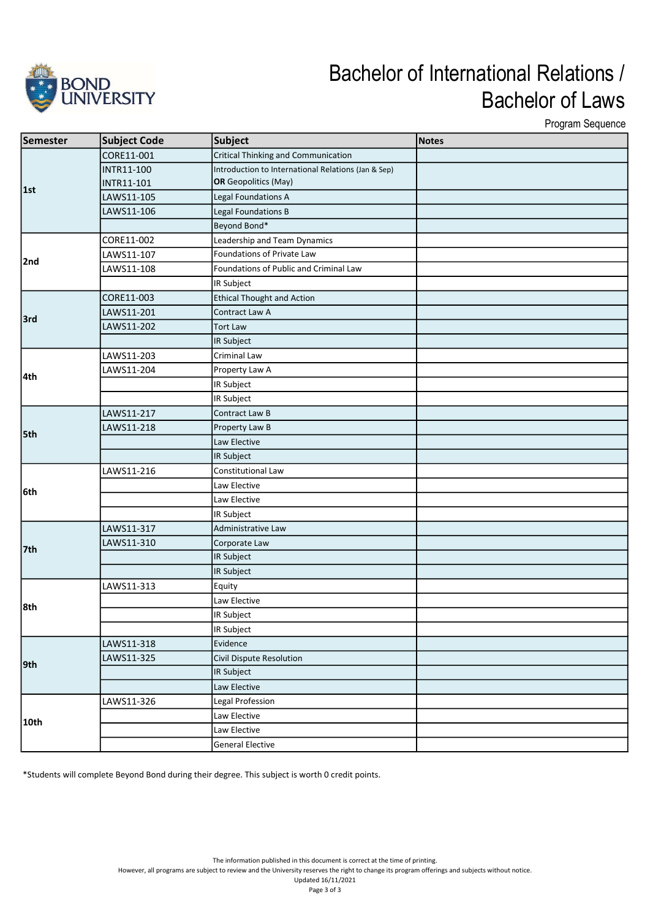# Bachelor of International Relations / Bachelor of Laws

Program Sequence

| Semester | Subject Code | Subject | Notes |
|---|---|---|---|
| 1st | CORE11-001 | Critical Thinking and Communication | |
| | INTR11-100<br>INTR11-101 | Introduction to International Relations (Jan & Sep)<br>**OR** Geopolitics (May) | |
| | LAWS11-105 | Legal Foundations A | |
| | LAWS11-106 | Legal Foundations B | |
| | | Beyond Bond* | |
| 2nd | CORE11-002 | Leadership and Team Dynamics | |
| | LAWS11-107 | Foundations of Private Law | |
| | LAWS11-108 | Foundations of Public and Criminal Law | |
| | | IR Subject | |
| 3rd | CORE11-003 | Ethical Thought and Action | |
| | LAWS11-201 | Contract Law A | |
| | LAWS11-202 | Tort Law | |
| | | IR Subject | |
| 4th | LAWS11-203 | Criminal Law | |
| | LAWS11-204 | Property Law A | |
| | | IR Subject | |
| | | IR Subject | |
| 5th | LAWS11-217 | Contract Law B | |
| | LAWS11-218 | Property Law B | |
| | | Law Elective | |
| | | IR Subject | |
| 6th | LAWS11-216 | Constitutional Law | |
| | | Law Elective | |
| | | Law Elective | |
| | | IR Subject | |
| 7th | LAWS11-317 | Administrative Law | |
| | LAWS11-310 | Corporate Law | |
| | | IR Subject | |
| | | IR Subject | |
| 8th | LAWS11-313 | Equity | |
| | | Law Elective | |
| | | IR Subject | |
| | | IR Subject | |
| 9th | LAWS11-318 | Evidence | |
| | LAWS11-325 | Civil Dispute Resolution | |
| | | IR Subject | |
| | | Law Elective | |
| 10th | LAWS11-326 | Legal Profession | |
| | | Law Elective | |
| | | Law Elective | |
| | | General Elective | |

*Students will complete Beyond Bond during their degree. This subject is worth 0 credit points.

The information published in this document is correct at the time of printing.
However, all programs are subject to review and the University reserves the right to change its program offerings and subjects without notice.
Updated 16/11/2021